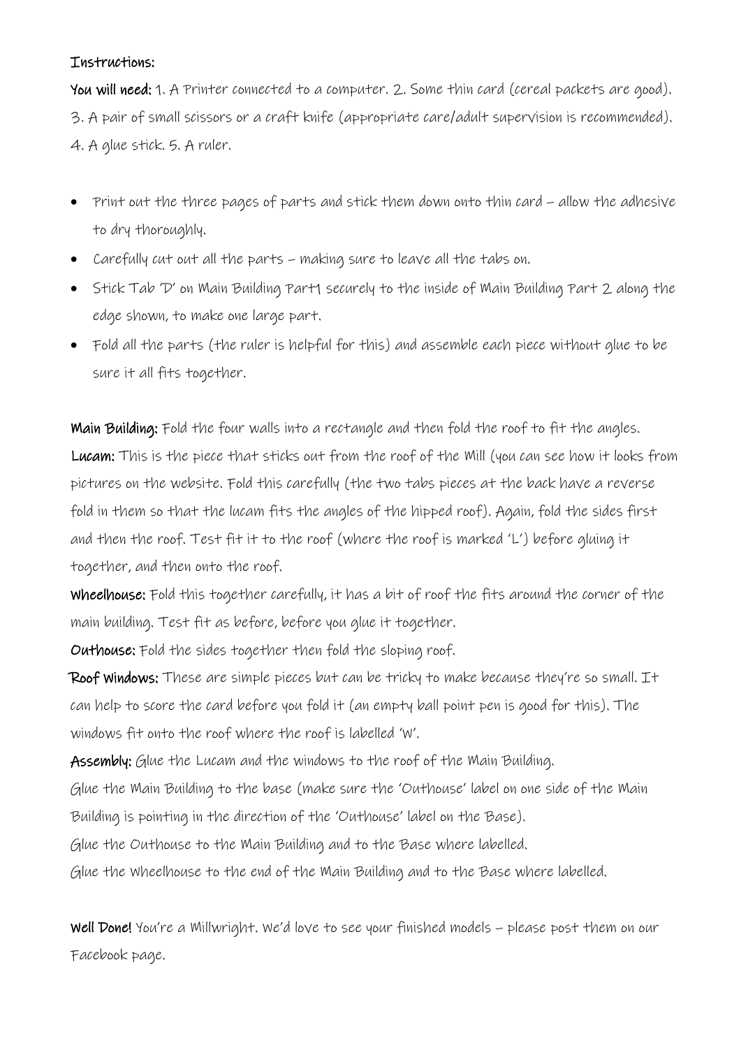**Instructions:**

**You will need:** 1. A Printer connected to a computer. 2. Some thin card (cereal packets are good). 3. A pair of small scissors or a craft knife (appropriate care/adult supervision is recommended). 4. A glue stick. 5. A ruler.

- Print out the three pages of parts and stick them down onto thin card – allow the adhesive to dry thoroughly.
- Carefully cut out all the parts – making sure to leave all the tabs on.
- Stick Tab 'D' on Main Building Part1 securely to the inside of Main Building Part 2 along the edge shown, to make one large part.
- Fold all the parts (the ruler is helpful for this) and assemble each piece without glue to be sure it all fits together.

**Main Building:** Fold the four walls into a rectangle and then fold the roof to fit the angles.
**Lucam:** This is the piece that sticks out from the roof of the Mill (you can see how it looks from pictures on the website. Fold this carefully (the two tabs pieces at the back have a reverse fold in them so that the lucam fits the angles of the hipped roof). Again, fold the sides first and then the roof. Test fit it to the roof (where the roof is marked 'L') before gluing it together, and then onto the roof.
**Wheelhouse:** Fold this together carefully, it has a bit of roof the fits around the corner of the main building. Test fit as before, before you glue it together.
**Outhouse:** Fold the sides together then fold the sloping roof.
**Roof Windows:** These are simple pieces but can be tricky to make because they're so small. It can help to score the card before you fold it (an empty ball point pen is good for this). The windows fit onto the roof where the roof is labelled 'W'.
**Assembly:** Glue the Lucam and the windows to the roof of the Main Building.
Glue the Main Building to the base (make sure the 'Outhouse' label on one side of the Main Building is pointing in the direction of the 'Outhouse' label on the Base).
Glue the Outhouse to the Main Building and to the Base where labelled.
Glue the Wheelhouse to the end of the Main Building and to the Base where labelled.

**Well Done!** You're a Millwright. We'd love to see your finished models – please post them on our Facebook page.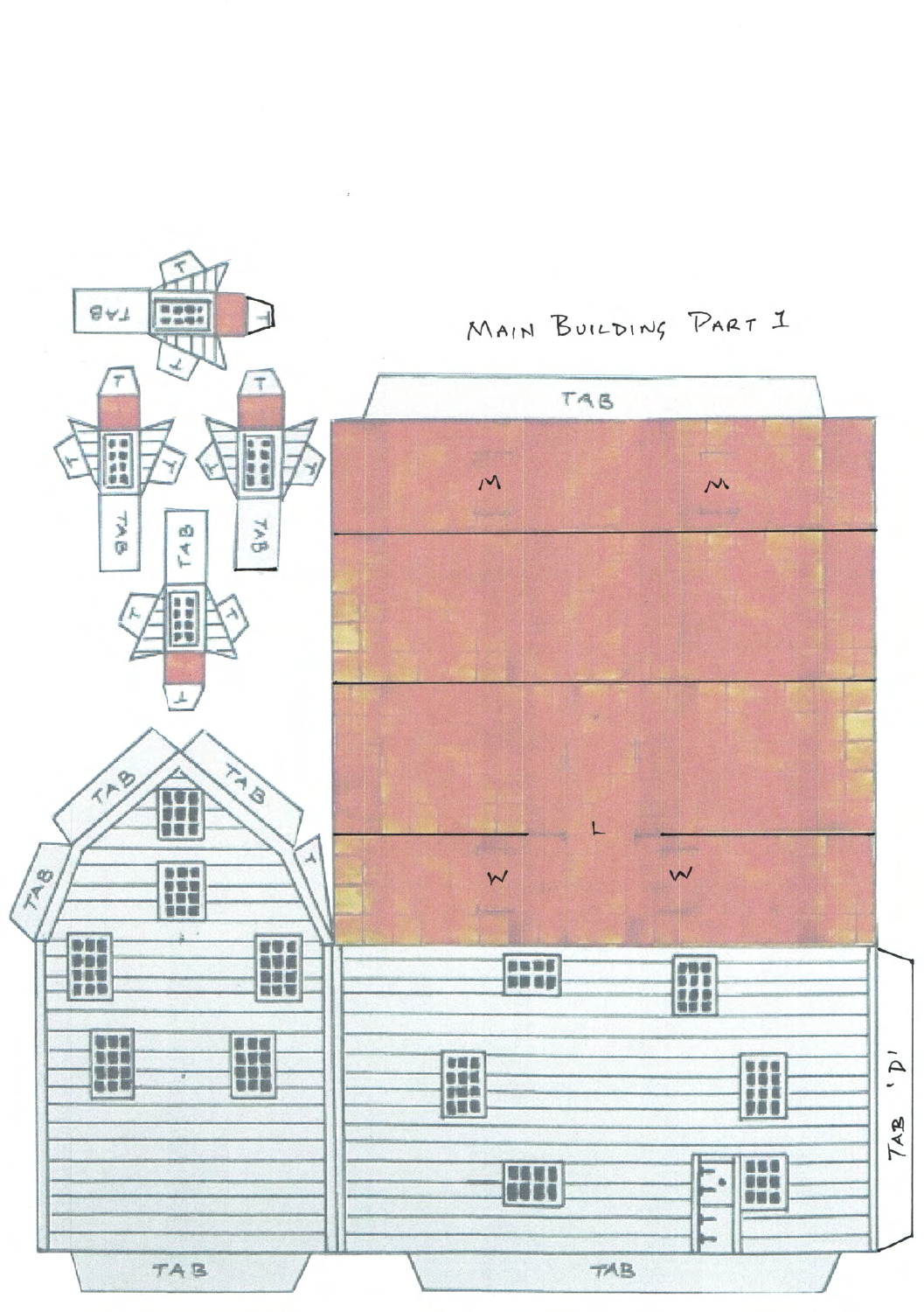# Main Building Part 1

TAB

M

M

L

W

W

TAB

TAB

TAB

TAB

TAB 'D'

TAB

TAB

T

T

T

TAB

T

T

T

TAB

T

T

T

TAB

T

T

T

TAB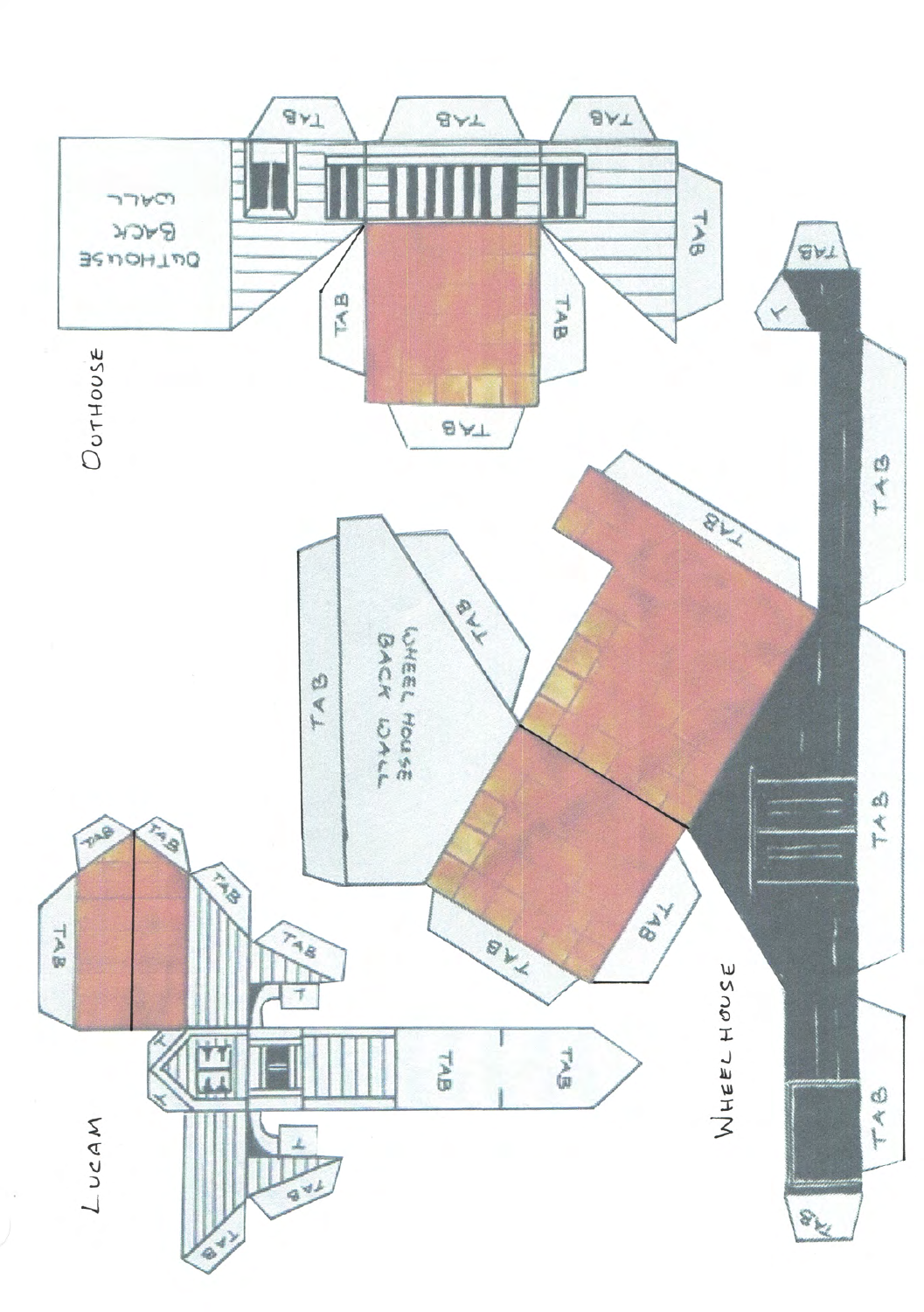Outhouse

OUTHOUSE BACK WALL

TAB

TAB

TAB

TAB

TAB

TAB

Lucam

TAB

TAB

TAB

TAB

TAB

TAB

TAB

T

T

T

T

TAB

TAB

WHEEL HOUSE BACK WALL

TAB

TAB

TAB

TAB

Wheelhouse

TAB

TAB

TAB

TAB

TAB

T

TAB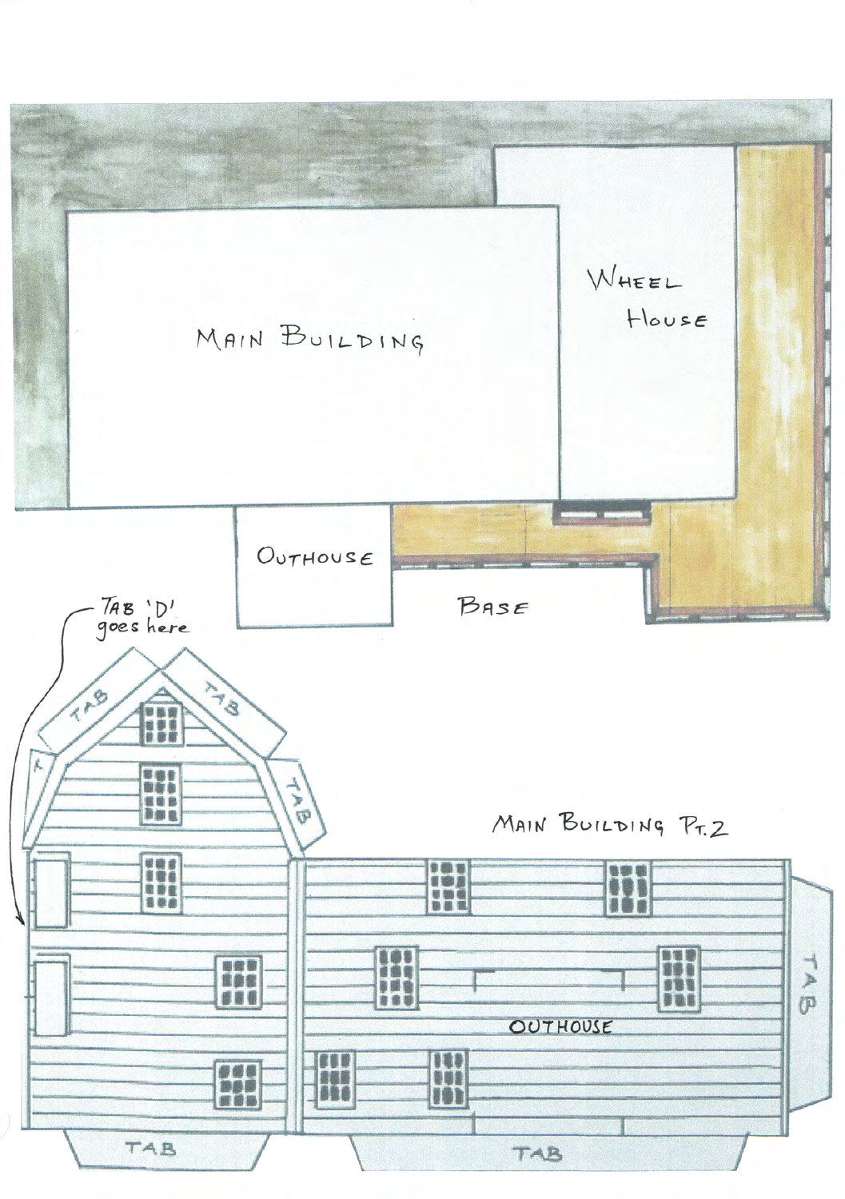MAIN BUILDING

WHEEL HOUSE

OUTHOUSE

BASE

TAB 'D' goes here

TAB

TAB

TAB

T

MAIN BUILDING PT.2

TAB

OUTHOUSE

TAB

TAB